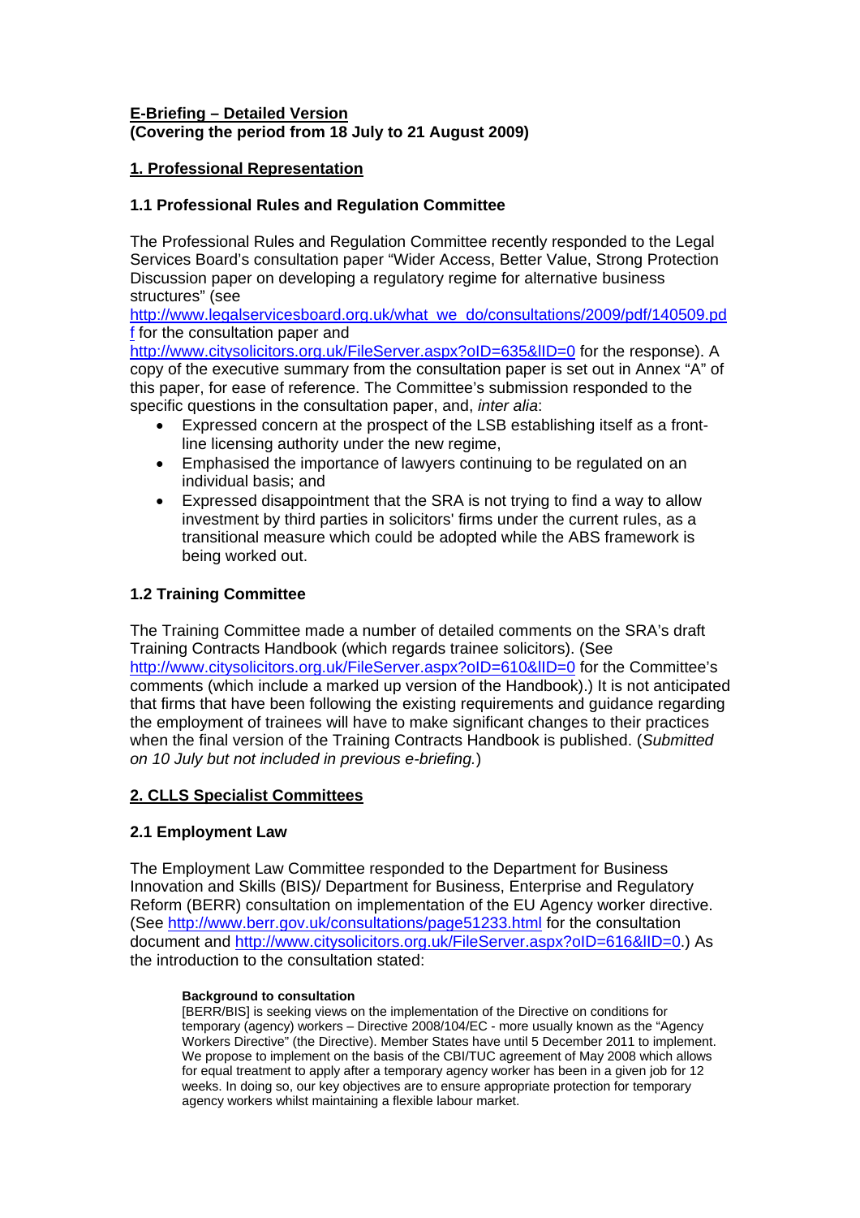**E-Briefing – Detailed Version**
**(Covering the period from 18 July to 21 August 2009)**

## 1. Professional Representation

### 1.1 Professional Rules and Regulation Committee

The Professional Rules and Regulation Committee recently responded to the Legal Services Board's consultation paper "Wider Access, Better Value, Strong Protection Discussion paper on developing a regulatory regime for alternative business structures" (see http://www.legalservicesboard.org.uk/what_we_do/consultations/2009/pdf/140509.pdf for the consultation paper and http://www.citysolicitors.org.uk/FileServer.aspx?oID=635&lID=0 for the response). A copy of the executive summary from the consultation paper is set out in Annex "A" of this paper, for ease of reference. The Committee's submission responded to the specific questions in the consultation paper, and, *inter alia*:

- Expressed concern at the prospect of the LSB establishing itself as a front-line licensing authority under the new regime,
- Emphasised the importance of lawyers continuing to be regulated on an individual basis; and
- Expressed disappointment that the SRA is not trying to find a way to allow investment by third parties in solicitors' firms under the current rules, as a transitional measure which could be adopted while the ABS framework is being worked out.

### 1.2 Training Committee

The Training Committee made a number of detailed comments on the SRA's draft Training Contracts Handbook (which regards trainee solicitors). (See http://www.citysolicitors.org.uk/FileServer.aspx?oID=610&lID=0 for the Committee's comments (which include a marked up version of the Handbook).) It is not anticipated that firms that have been following the existing requirements and guidance regarding the employment of trainees will have to make significant changes to their practices when the final version of the Training Contracts Handbook is published. (*Submitted on 10 July but not included in previous e-briefing.*)

## 2. CLLS Specialist Committees

### 2.1 Employment Law

The Employment Law Committee responded to the Department for Business Innovation and Skills (BIS)/ Department for Business, Enterprise and Regulatory Reform (BERR) consultation on implementation of the EU Agency worker directive. (See http://www.berr.gov.uk/consultations/page51233.html for the consultation document and http://www.citysolicitors.org.uk/FileServer.aspx?oID=616&lID=0.) As the introduction to the consultation stated:

> **Background to consultation**
> [BERR/BIS] is seeking views on the implementation of the Directive on conditions for temporary (agency) workers – Directive 2008/104/EC - more usually known as the "Agency Workers Directive" (the Directive). Member States have until 5 December 2011 to implement. We propose to implement on the basis of the CBI/TUC agreement of May 2008 which allows for equal treatment to apply after a temporary agency worker has been in a given job for 12 weeks. In doing so, our key objectives are to ensure appropriate protection for temporary agency workers whilst maintaining a flexible labour market.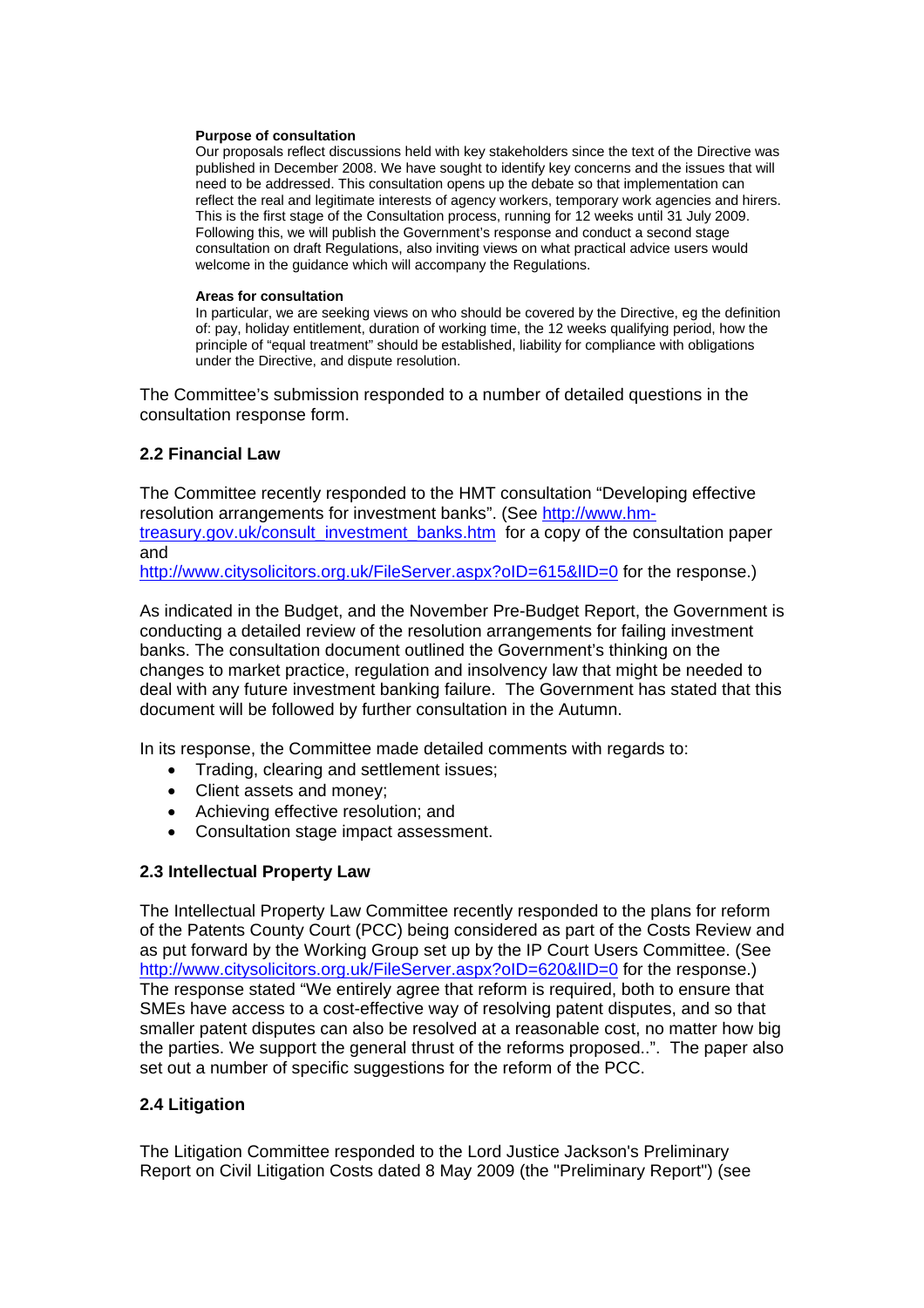**Purpose of consultation**

Our proposals reflect discussions held with key stakeholders since the text of the Directive was published in December 2008. We have sought to identify key concerns and the issues that will need to be addressed. This consultation opens up the debate so that implementation can reflect the real and legitimate interests of agency workers, temporary work agencies and hirers. This is the first stage of the Consultation process, running for 12 weeks until 31 July 2009. Following this, we will publish the Government's response and conduct a second stage consultation on draft Regulations, also inviting views on what practical advice users would welcome in the guidance which will accompany the Regulations.

**Areas for consultation**

In particular, we are seeking views on who should be covered by the Directive, eg the definition of: pay, holiday entitlement, duration of working time, the 12 weeks qualifying period, how the principle of "equal treatment" should be established, liability for compliance with obligations under the Directive, and dispute resolution.

The Committee's submission responded to a number of detailed questions in the consultation response form.

### 2.2 Financial Law

The Committee recently responded to the HMT consultation "Developing effective resolution arrangements for investment banks". (See http://www.hm-treasury.gov.uk/consult_investment_banks.htm for a copy of the consultation paper and
http://www.citysolicitors.org.uk/FileServer.aspx?oID=615&lID=0 for the response.)

As indicated in the Budget, and the November Pre-Budget Report, the Government is conducting a detailed review of the resolution arrangements for failing investment banks. The consultation document outlined the Government's thinking on the changes to market practice, regulation and insolvency law that might be needed to deal with any future investment banking failure. The Government has stated that this document will be followed by further consultation in the Autumn.

In its response, the Committee made detailed comments with regards to:

- Trading, clearing and settlement issues;
- Client assets and money;
- Achieving effective resolution; and
- Consultation stage impact assessment.

### 2.3 Intellectual Property Law

The Intellectual Property Law Committee recently responded to the plans for reform of the Patents County Court (PCC) being considered as part of the Costs Review and as put forward by the Working Group set up by the IP Court Users Committee. (See http://www.citysolicitors.org.uk/FileServer.aspx?oID=620&lID=0 for the response.) The response stated "We entirely agree that reform is required, both to ensure that SMEs have access to a cost-effective way of resolving patent disputes, and so that smaller patent disputes can also be resolved at a reasonable cost, no matter how big the parties. We support the general thrust of the reforms proposed..". The paper also set out a number of specific suggestions for the reform of the PCC.

### 2.4 Litigation

The Litigation Committee responded to the Lord Justice Jackson's Preliminary Report on Civil Litigation Costs dated 8 May 2009 (the "Preliminary Report") (see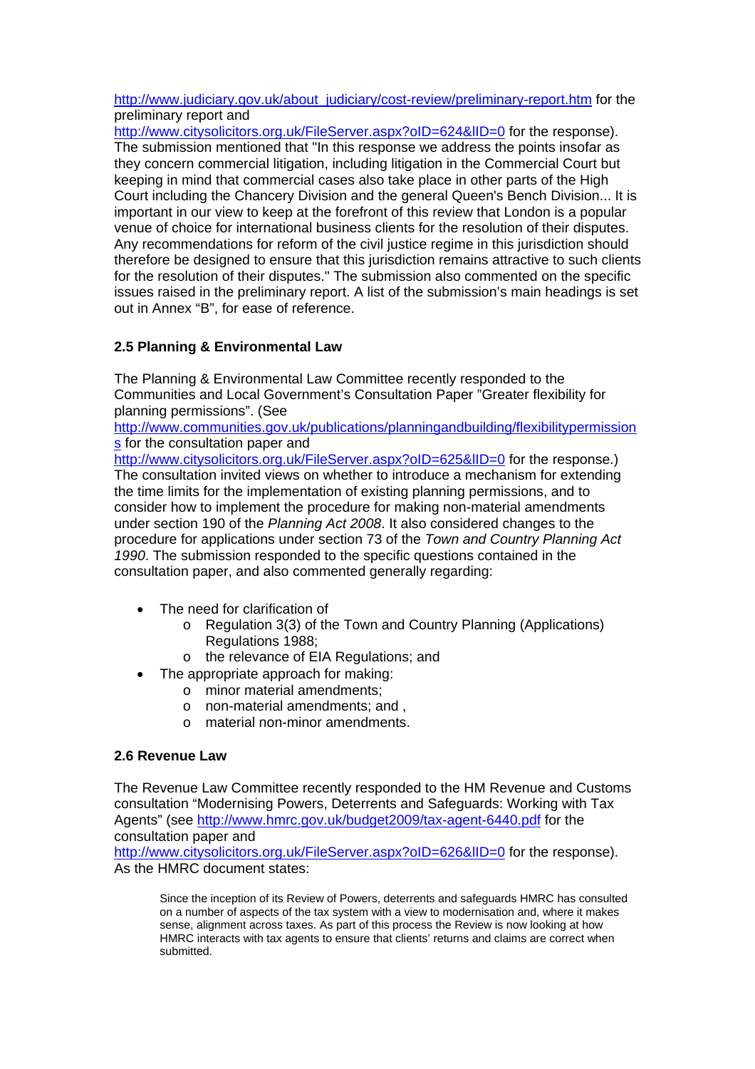http://www.judiciary.gov.uk/about_judiciary/cost-review/preliminary-report.htm for the preliminary report and http://www.citysolicitors.org.uk/FileServer.aspx?oID=624&lID=0 for the response). The submission mentioned that "In this response we address the points insofar as they concern commercial litigation, including litigation in the Commercial Court but keeping in mind that commercial cases also take place in other parts of the High Court including the Chancery Division and the general Queen's Bench Division... It is important in our view to keep at the forefront of this review that London is a popular venue of choice for international business clients for the resolution of their disputes. Any recommendations for reform of the civil justice regime in this jurisdiction should therefore be designed to ensure that this jurisdiction remains attractive to such clients for the resolution of their disputes." The submission also commented on the specific issues raised in the preliminary report. A list of the submission's main headings is set out in Annex "B", for ease of reference.

### 2.5 Planning & Environmental Law

The Planning & Environmental Law Committee recently responded to the Communities and Local Government's Consultation Paper "Greater flexibility for planning permissions". (See http://www.communities.gov.uk/publications/planningandbuilding/flexibilitypermissions for the consultation paper and http://www.citysolicitors.org.uk/FileServer.aspx?oID=625&lID=0 for the response.) The consultation invited views on whether to introduce a mechanism for extending the time limits for the implementation of existing planning permissions, and to consider how to implement the procedure for making non-material amendments under section 190 of the *Planning Act 2008*. It also considered changes to the procedure for applications under section 73 of the *Town and Country Planning Act 1990*. The submission responded to the specific questions contained in the consultation paper, and also commented generally regarding:

- The need for clarification of
  - Regulation 3(3) of the Town and Country Planning (Applications) Regulations 1988;
  - the relevance of EIA Regulations; and
- The appropriate approach for making:
  - minor material amendments;
  - non-material amendments; and ,
  - material non-minor amendments.

### 2.6 Revenue Law

The Revenue Law Committee recently responded to the HM Revenue and Customs consultation "Modernising Powers, Deterrents and Safeguards: Working with Tax Agents" (see http://www.hmrc.gov.uk/budget2009/tax-agent-6440.pdf for the consultation paper and http://www.citysolicitors.org.uk/FileServer.aspx?oID=626&lID=0 for the response). As the HMRC document states:

> Since the inception of its Review of Powers, deterrents and safeguards HMRC has consulted on a number of aspects of the tax system with a view to modernisation and, where it makes sense, alignment across taxes. As part of this process the Review is now looking at how HMRC interacts with tax agents to ensure that clients' returns and claims are correct when submitted.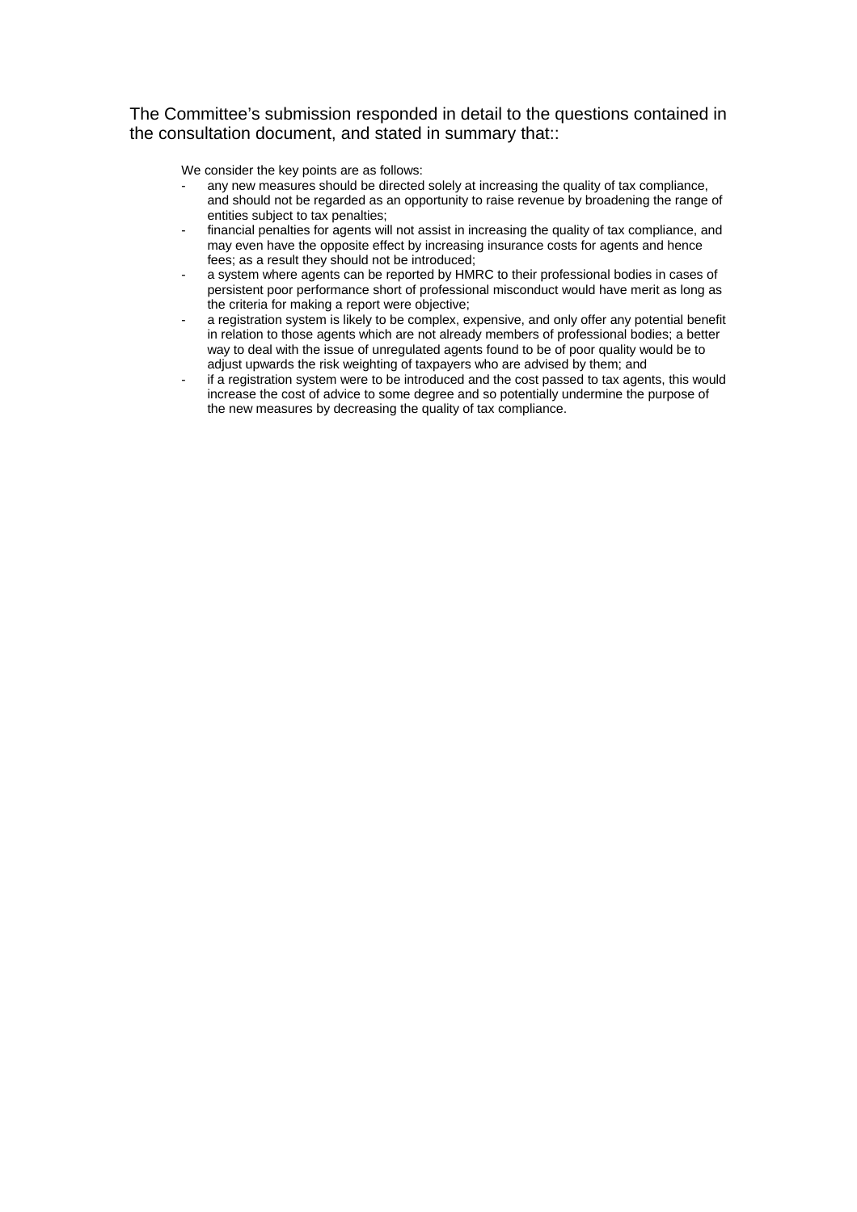The Committee's submission responded in detail to the questions contained in the consultation document, and stated in summary that::

> We consider the key points are as follows:
>
> - any new measures should be directed solely at increasing the quality of tax compliance, and should not be regarded as an opportunity to raise revenue by broadening the range of entities subject to tax penalties;
> - financial penalties for agents will not assist in increasing the quality of tax compliance, and may even have the opposite effect by increasing insurance costs for agents and hence fees; as a result they should not be introduced;
> - a system where agents can be reported by HMRC to their professional bodies in cases of persistent poor performance short of professional misconduct would have merit as long as the criteria for making a report were objective;
> - a registration system is likely to be complex, expensive, and only offer any potential benefit in relation to those agents which are not already members of professional bodies; a better way to deal with the issue of unregulated agents found to be of poor quality would be to adjust upwards the risk weighting of taxpayers who are advised by them; and
> - if a registration system were to be introduced and the cost passed to tax agents, this would increase the cost of advice to some degree and so potentially undermine the purpose of the new measures by decreasing the quality of tax compliance.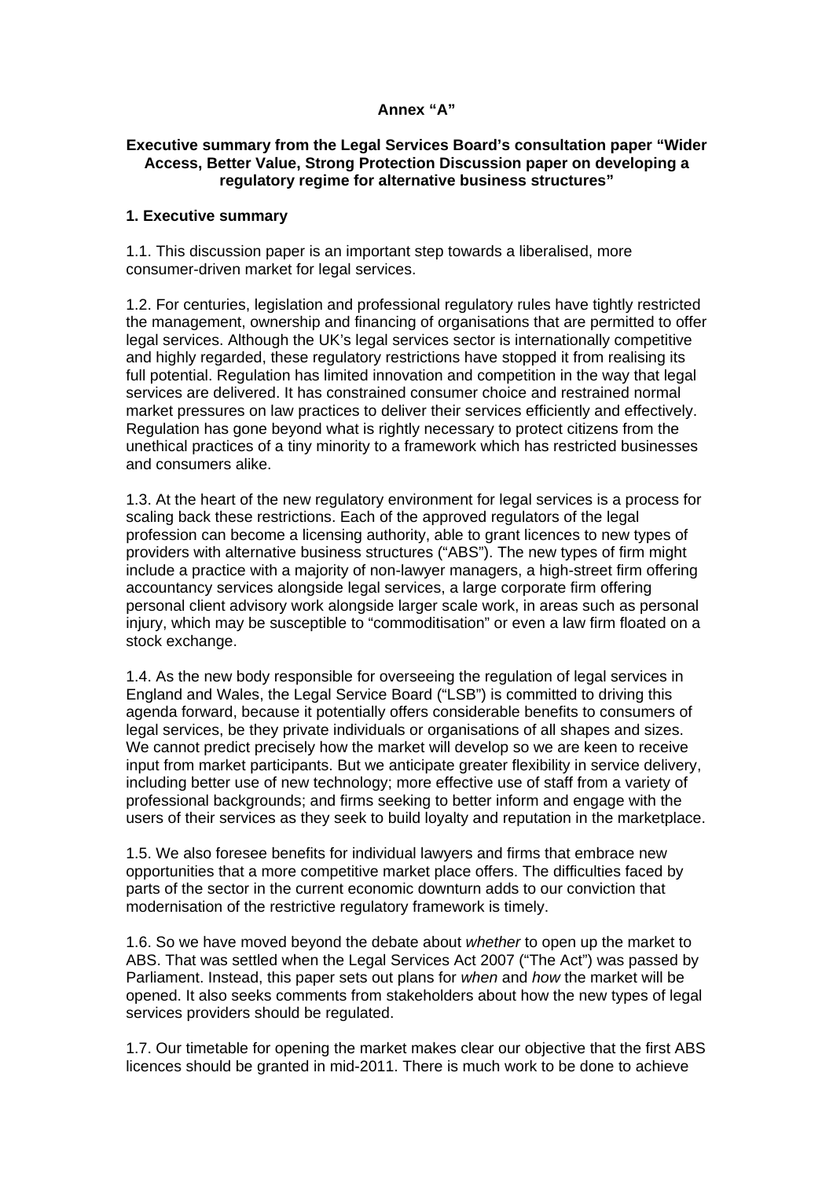**Annex "A"**

**Executive summary from the Legal Services Board's consultation paper "Wider Access, Better Value, Strong Protection Discussion paper on developing a regulatory regime for alternative business structures"**

**1. Executive summary**

1.1. This discussion paper is an important step towards a liberalised, more consumer-driven market for legal services.

1.2. For centuries, legislation and professional regulatory rules have tightly restricted the management, ownership and financing of organisations that are permitted to offer legal services. Although the UK's legal services sector is internationally competitive and highly regarded, these regulatory restrictions have stopped it from realising its full potential. Regulation has limited innovation and competition in the way that legal services are delivered. It has constrained consumer choice and restrained normal market pressures on law practices to deliver their services efficiently and effectively. Regulation has gone beyond what is rightly necessary to protect citizens from the unethical practices of a tiny minority to a framework which has restricted businesses and consumers alike.

1.3. At the heart of the new regulatory environment for legal services is a process for scaling back these restrictions. Each of the approved regulators of the legal profession can become a licensing authority, able to grant licences to new types of providers with alternative business structures ("ABS"). The new types of firm might include a practice with a majority of non-lawyer managers, a high-street firm offering accountancy services alongside legal services, a large corporate firm offering personal client advisory work alongside larger scale work, in areas such as personal injury, which may be susceptible to "commoditisation" or even a law firm floated on a stock exchange.

1.4. As the new body responsible for overseeing the regulation of legal services in England and Wales, the Legal Service Board ("LSB") is committed to driving this agenda forward, because it potentially offers considerable benefits to consumers of legal services, be they private individuals or organisations of all shapes and sizes. We cannot predict precisely how the market will develop so we are keen to receive input from market participants. But we anticipate greater flexibility in service delivery, including better use of new technology; more effective use of staff from a variety of professional backgrounds; and firms seeking to better inform and engage with the users of their services as they seek to build loyalty and reputation in the marketplace.

1.5. We also foresee benefits for individual lawyers and firms that embrace new opportunities that a more competitive market place offers. The difficulties faced by parts of the sector in the current economic downturn adds to our conviction that modernisation of the restrictive regulatory framework is timely.

1.6. So we have moved beyond the debate about *whether* to open up the market to ABS. That was settled when the Legal Services Act 2007 ("The Act") was passed by Parliament. Instead, this paper sets out plans for *when* and *how* the market will be opened. It also seeks comments from stakeholders about how the new types of legal services providers should be regulated.

1.7. Our timetable for opening the market makes clear our objective that the first ABS licences should be granted in mid-2011. There is much work to be done to achieve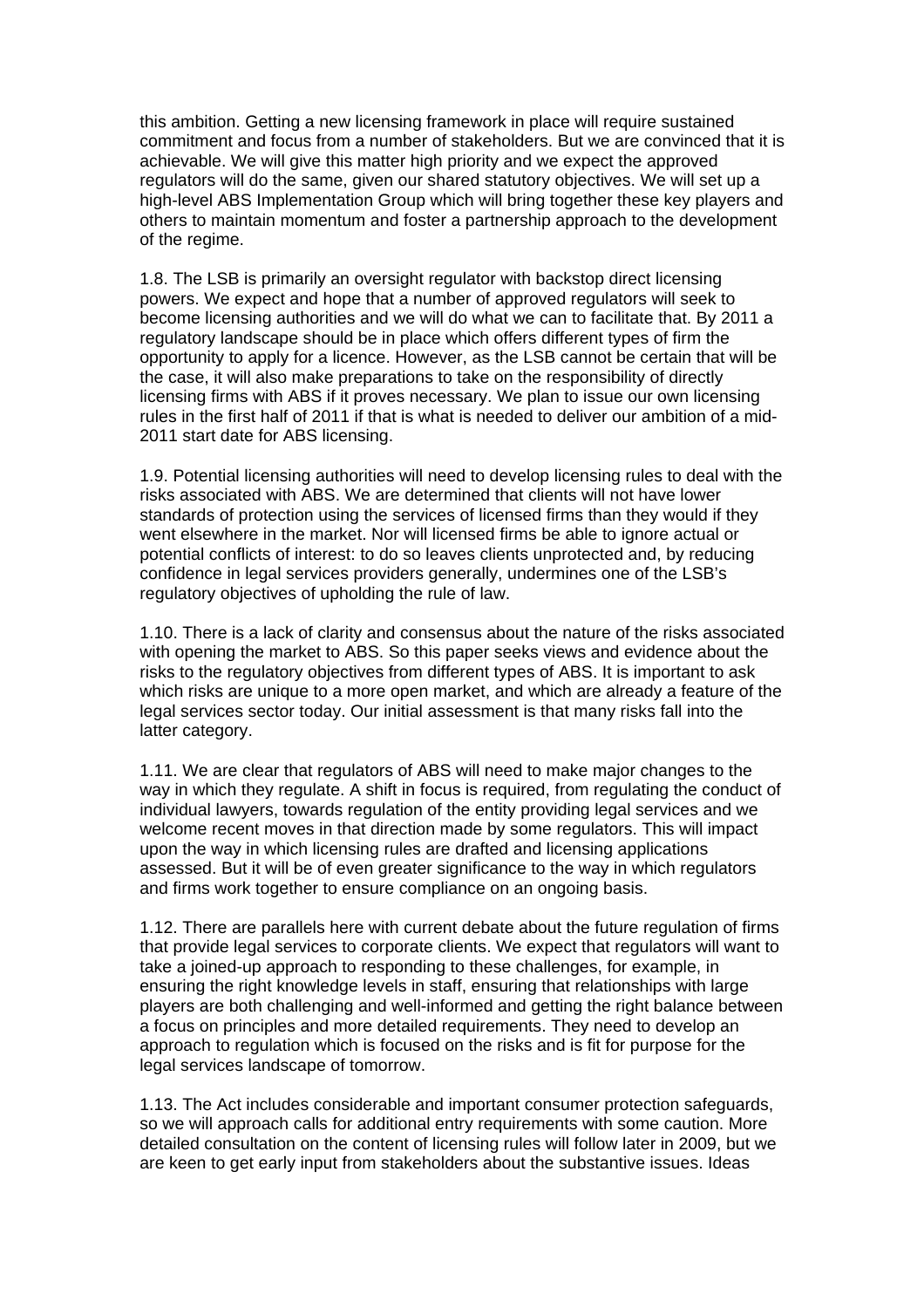this ambition. Getting a new licensing framework in place will require sustained commitment and focus from a number of stakeholders. But we are convinced that it is achievable. We will give this matter high priority and we expect the approved regulators will do the same, given our shared statutory objectives. We will set up a high-level ABS Implementation Group which will bring together these key players and others to maintain momentum and foster a partnership approach to the development of the regime.

1.8. The LSB is primarily an oversight regulator with backstop direct licensing powers. We expect and hope that a number of approved regulators will seek to become licensing authorities and we will do what we can to facilitate that. By 2011 a regulatory landscape should be in place which offers different types of firm the opportunity to apply for a licence. However, as the LSB cannot be certain that will be the case, it will also make preparations to take on the responsibility of directly licensing firms with ABS if it proves necessary. We plan to issue our own licensing rules in the first half of 2011 if that is what is needed to deliver our ambition of a mid-2011 start date for ABS licensing.

1.9. Potential licensing authorities will need to develop licensing rules to deal with the risks associated with ABS. We are determined that clients will not have lower standards of protection using the services of licensed firms than they would if they went elsewhere in the market. Nor will licensed firms be able to ignore actual or potential conflicts of interest: to do so leaves clients unprotected and, by reducing confidence in legal services providers generally, undermines one of the LSB's regulatory objectives of upholding the rule of law.

1.10. There is a lack of clarity and consensus about the nature of the risks associated with opening the market to ABS. So this paper seeks views and evidence about the risks to the regulatory objectives from different types of ABS. It is important to ask which risks are unique to a more open market, and which are already a feature of the legal services sector today. Our initial assessment is that many risks fall into the latter category.

1.11. We are clear that regulators of ABS will need to make major changes to the way in which they regulate. A shift in focus is required, from regulating the conduct of individual lawyers, towards regulation of the entity providing legal services and we welcome recent moves in that direction made by some regulators. This will impact upon the way in which licensing rules are drafted and licensing applications assessed. But it will be of even greater significance to the way in which regulators and firms work together to ensure compliance on an ongoing basis.

1.12. There are parallels here with current debate about the future regulation of firms that provide legal services to corporate clients. We expect that regulators will want to take a joined-up approach to responding to these challenges, for example, in ensuring the right knowledge levels in staff, ensuring that relationships with large players are both challenging and well-informed and getting the right balance between a focus on principles and more detailed requirements. They need to develop an approach to regulation which is focused on the risks and is fit for purpose for the legal services landscape of tomorrow.

1.13. The Act includes considerable and important consumer protection safeguards, so we will approach calls for additional entry requirements with some caution. More detailed consultation on the content of licensing rules will follow later in 2009, but we are keen to get early input from stakeholders about the substantive issues. Ideas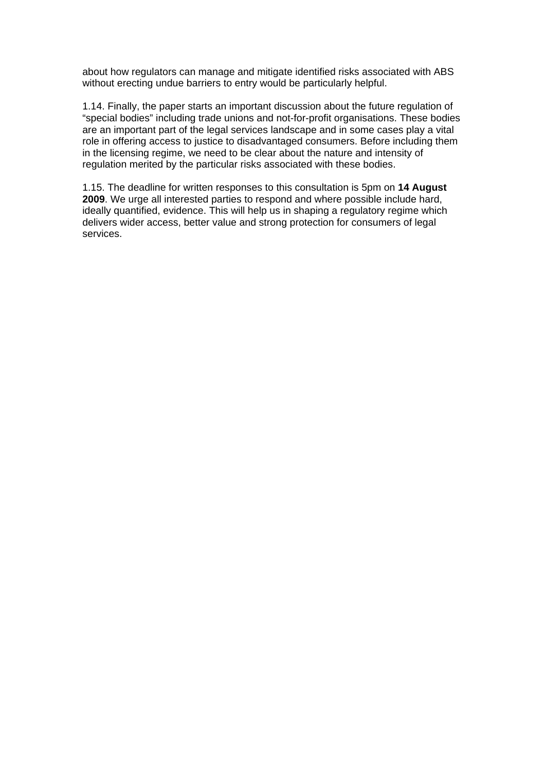about how regulators can manage and mitigate identified risks associated with ABS without erecting undue barriers to entry would be particularly helpful.

1.14. Finally, the paper starts an important discussion about the future regulation of "special bodies" including trade unions and not-for-profit organisations. These bodies are an important part of the legal services landscape and in some cases play a vital role in offering access to justice to disadvantaged consumers. Before including them in the licensing regime, we need to be clear about the nature and intensity of regulation merited by the particular risks associated with these bodies.

1.15. The deadline for written responses to this consultation is 5pm on **14 August 2009**. We urge all interested parties to respond and where possible include hard, ideally quantified, evidence. This will help us in shaping a regulatory regime which delivers wider access, better value and strong protection for consumers of legal services.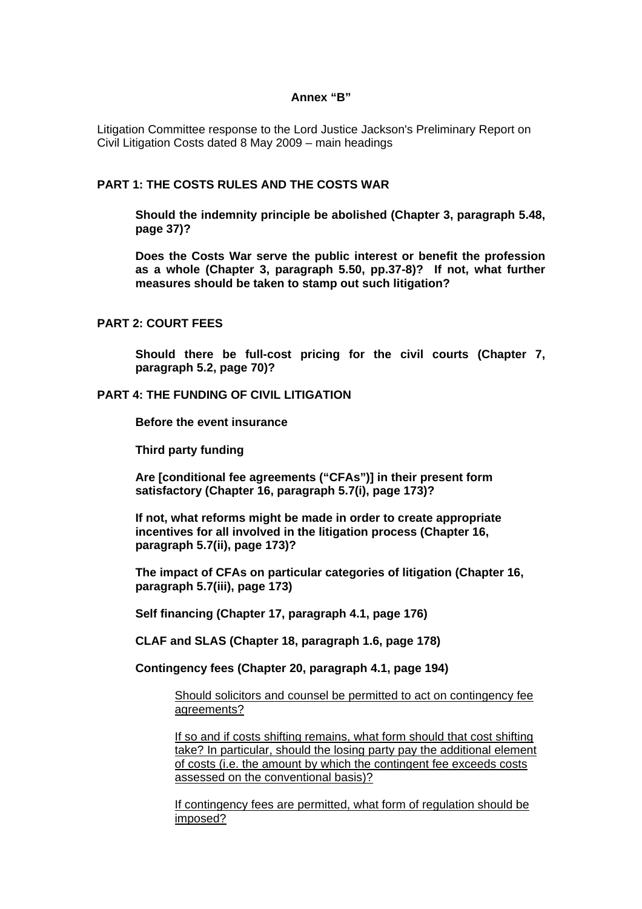**Annex "B"**

Litigation Committee response to the Lord Justice Jackson's Preliminary Report on Civil Litigation Costs dated 8 May 2009 – main headings

## PART 1: THE COSTS RULES AND THE COSTS WAR

**Should the indemnity principle be abolished (Chapter 3, paragraph 5.48, page 37)?**

**Does the Costs War serve the public interest or benefit the profession as a whole (Chapter 3, paragraph 5.50, pp.37-8)? If not, what further measures should be taken to stamp out such litigation?**

## PART 2: COURT FEES

**Should there be full-cost pricing for the civil courts (Chapter 7, paragraph 5.2, page 70)?**

## PART 4: THE FUNDING OF CIVIL LITIGATION

**Before the event insurance**

**Third party funding**

**Are [conditional fee agreements ("CFAs")] in their present form satisfactory (Chapter 16, paragraph 5.7(i), page 173)?**

**If not, what reforms might be made in order to create appropriate incentives for all involved in the litigation process (Chapter 16, paragraph 5.7(ii), page 173)?**

**The impact of CFAs on particular categories of litigation (Chapter 16, paragraph 5.7(iii), page 173)**

**Self financing (Chapter 17, paragraph 4.1, page 176)**

**CLAF and SLAS (Chapter 18, paragraph 1.6, page 178)**

**Contingency fees (Chapter 20, paragraph 4.1, page 194)**

<u>Should solicitors and counsel be permitted to act on contingency fee agreements?</u>

<u>If so and if costs shifting remains, what form should that cost shifting take? In particular, should the losing party pay the additional element of costs (i.e. the amount by which the contingent fee exceeds costs assessed on the conventional basis)?</u>

<u>If contingency fees are permitted, what form of regulation should be imposed?</u>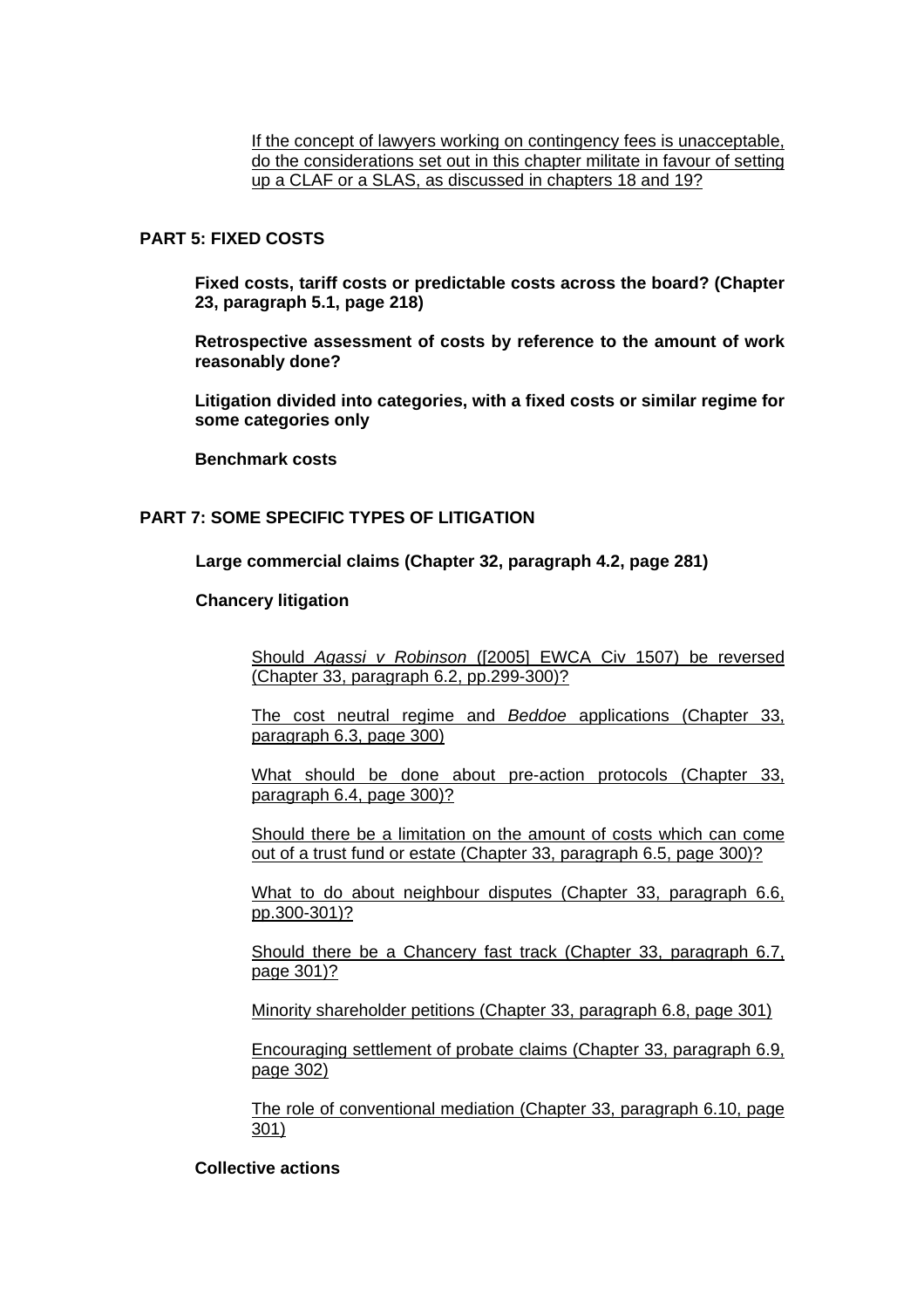<u>If the concept of lawyers working on contingency fees is unacceptable, do the considerations set out in this chapter militate in favour of setting up a CLAF or a SLAS, as discussed in chapters 18 and 19?</u>

## PART 5: FIXED COSTS

**Fixed costs, tariff costs or predictable costs across the board? (Chapter 23, paragraph 5.1, page 218)**

**Retrospective assessment of costs by reference to the amount of work reasonably done?**

**Litigation divided into categories, with a fixed costs or similar regime for some categories only**

**Benchmark costs**

## PART 7: SOME SPECIFIC TYPES OF LITIGATION

**Large commercial claims (Chapter 32, paragraph 4.2, page 281)**

**Chancery litigation**

<u>Should *Agassi v Robinson* ([2005] EWCA Civ 1507) be reversed (Chapter 33, paragraph 6.2, pp.299-300)?</u>

<u>The cost neutral regime and *Beddoe* applications (Chapter 33, paragraph 6.3, page 300)</u>

<u>What should be done about pre-action protocols (Chapter 33, paragraph 6.4, page 300)?</u>

<u>Should there be a limitation on the amount of costs which can come out of a trust fund or estate (Chapter 33, paragraph 6.5, page 300)?</u>

<u>What to do about neighbour disputes (Chapter 33, paragraph 6.6, pp.300-301)?</u>

<u>Should there be a Chancery fast track (Chapter 33, paragraph 6.7, page 301)?</u>

<u>Minority shareholder petitions (Chapter 33, paragraph 6.8, page 301)</u>

<u>Encouraging settlement of probate claims (Chapter 33, paragraph 6.9, page 302)</u>

<u>The role of conventional mediation (Chapter 33, paragraph 6.10, page 301)</u>

**Collective actions**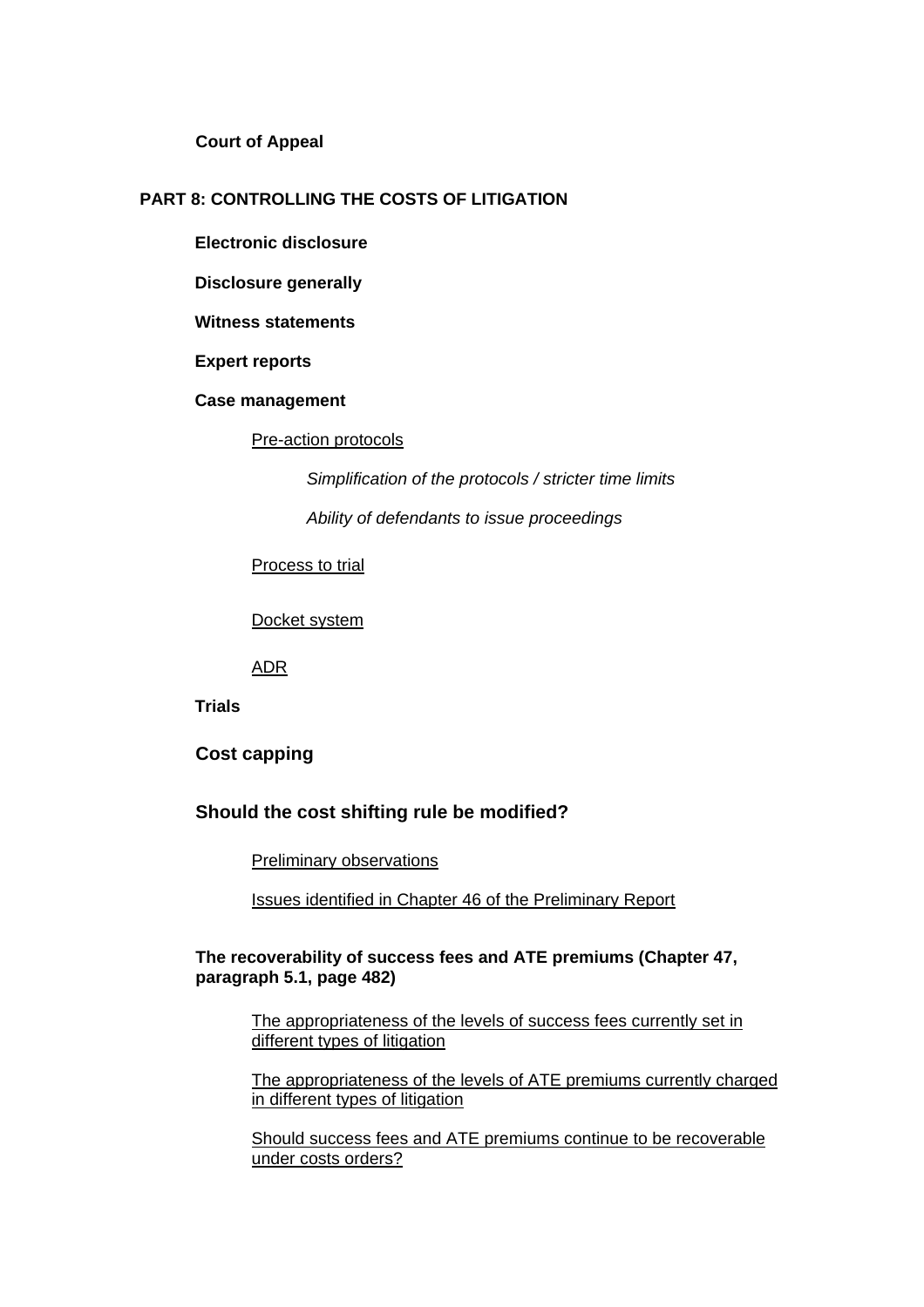**Court of Appeal**

## PART 8: CONTROLLING THE COSTS OF LITIGATION

**Electronic disclosure**

**Disclosure generally**

**Witness statements**

**Expert reports**

**Case management**

Pre-action protocols

*Simplification of the protocols / stricter time limits*

*Ability of defendants to issue proceedings*

Process to trial

Docket system

ADR

**Trials**

### Cost capping

### Should the cost shifting rule be modified?

Preliminary observations

Issues identified in Chapter 46 of the Preliminary Report

**The recoverability of success fees and ATE premiums (Chapter 47, paragraph 5.1, page 482)**

The appropriateness of the levels of success fees currently set in different types of litigation

The appropriateness of the levels of ATE premiums currently charged in different types of litigation

Should success fees and ATE premiums continue to be recoverable under costs orders?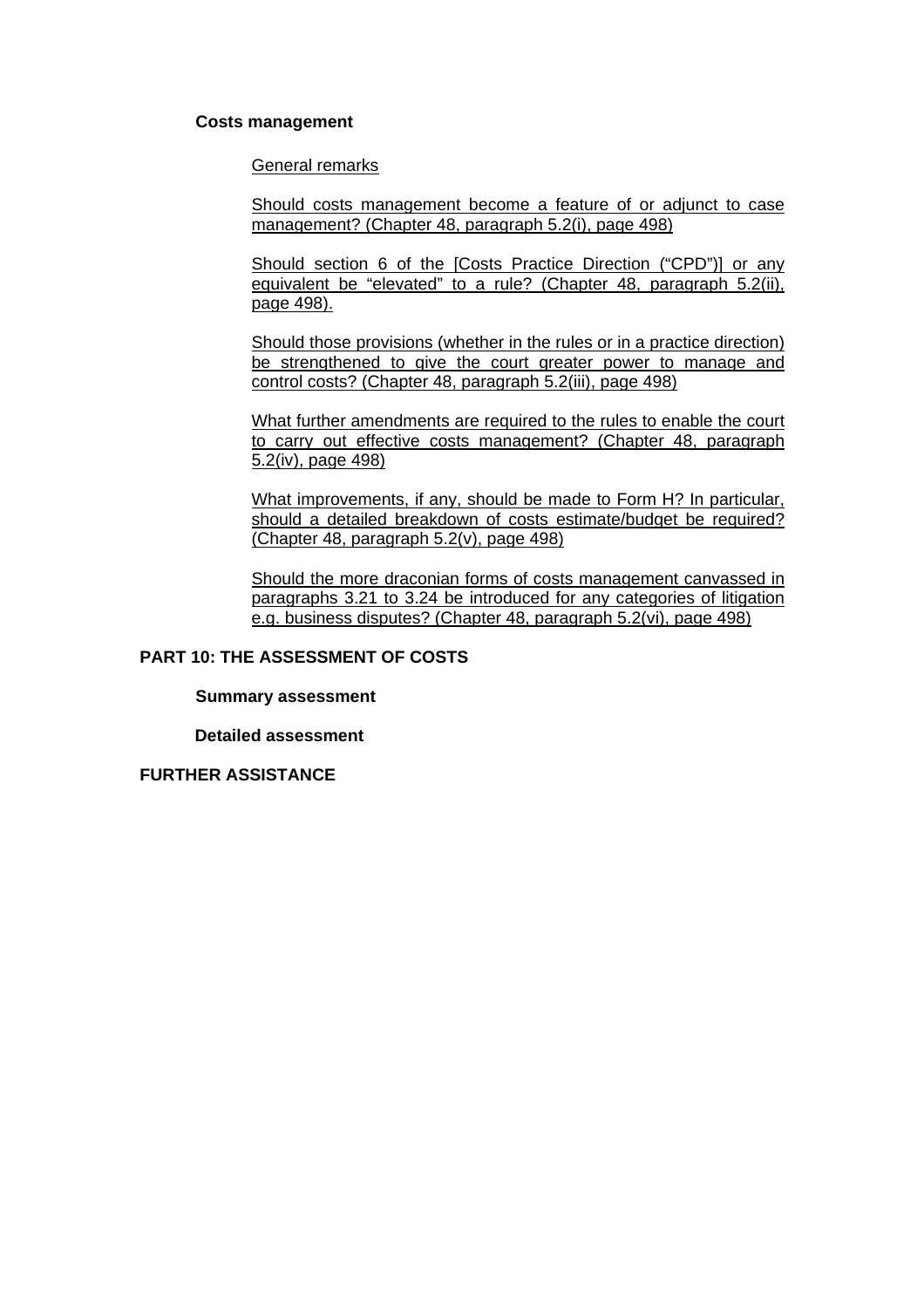### Costs management

General remarks

Should costs management become a feature of or adjunct to case management? (Chapter 48, paragraph 5.2(i), page 498)

Should section 6 of the [Costs Practice Direction ("CPD")] or any equivalent be "elevated" to a rule? (Chapter 48, paragraph 5.2(ii), page 498).

Should those provisions (whether in the rules or in a practice direction) be strengthened to give the court greater power to manage and control costs? (Chapter 48, paragraph 5.2(iii), page 498)

What further amendments are required to the rules to enable the court to carry out effective costs management? (Chapter 48, paragraph 5.2(iv), page 498)

What improvements, if any, should be made to Form H? In particular, should a detailed breakdown of costs estimate/budget be required? (Chapter 48, paragraph 5.2(v), page 498)

Should the more draconian forms of costs management canvassed in paragraphs 3.21 to 3.24 be introduced for any categories of litigation e.g. business disputes? (Chapter 48, paragraph 5.2(vi), page 498)

## PART 10: THE ASSESSMENT OF COSTS

### Summary assessment

### Detailed assessment

## FURTHER ASSISTANCE